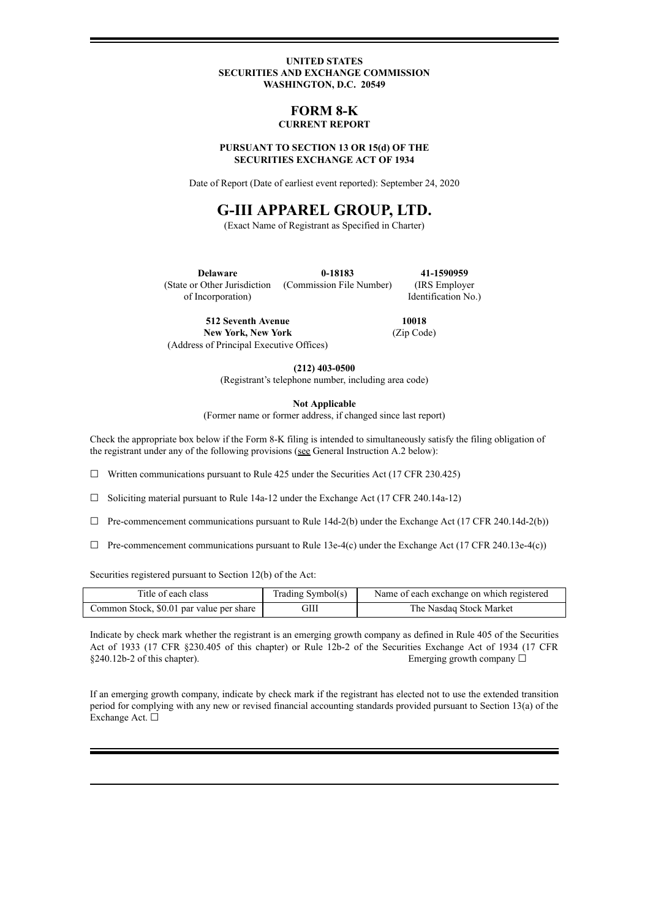**UNITED STATES**
**SECURITIES AND EXCHANGE COMMISSION**
**WASHINGTON, D.C. 20549**

# FORM 8-K

**CURRENT REPORT**

**PURSUANT TO SECTION 13 OR 15(d) OF THE SECURITIES EXCHANGE ACT OF 1934**

Date of Report (Date of earliest event reported): September 24, 2020

# G-III APPAREL GROUP, LTD.

(Exact Name of Registrant as Specified in Charter)

| **Delaware** | **0-18183** | **41-1590959** |
|---|---|---|
| (State or Other Jurisdiction of Incorporation) | (Commission File Number) | (IRS Employer Identification No.) |

| **512 Seventh Avenue New York, New York** | **10018** |
|---|---|
| (Address of Principal Executive Offices) | (Zip Code) |

**(212) 403-0500**
(Registrant's telephone number, including area code)

**Not Applicable**
(Former name or former address, if changed since last report)

Check the appropriate box below if the Form 8-K filing is intended to simultaneously satisfy the filing obligation of the registrant under any of the following provisions (see General Instruction A.2 below):

☐ Written communications pursuant to Rule 425 under the Securities Act (17 CFR 230.425)

☐ Soliciting material pursuant to Rule 14a-12 under the Exchange Act (17 CFR 240.14a-12)

☐ Pre-commencement communications pursuant to Rule 14d-2(b) under the Exchange Act (17 CFR 240.14d-2(b))

☐ Pre-commencement communications pursuant to Rule 13e-4(c) under the Exchange Act (17 CFR 240.13e-4(c))

Securities registered pursuant to Section 12(b) of the Act:

| Title of each class | Trading Symbol(s) | Name of each exchange on which registered |
|---|---|---|
| Common Stock, $0.01 par value per share | GIII | The Nasdaq Stock Market |

Indicate by check mark whether the registrant is an emerging growth company as defined in Rule 405 of the Securities Act of 1933 (17 CFR §230.405 of this chapter) or Rule 12b-2 of the Securities Exchange Act of 1934 (17 CFR §240.12b-2 of this chapter). Emerging growth company ☐

If an emerging growth company, indicate by check mark if the registrant has elected not to use the extended transition period for complying with any new or revised financial accounting standards provided pursuant to Section 13(a) of the Exchange Act. ☐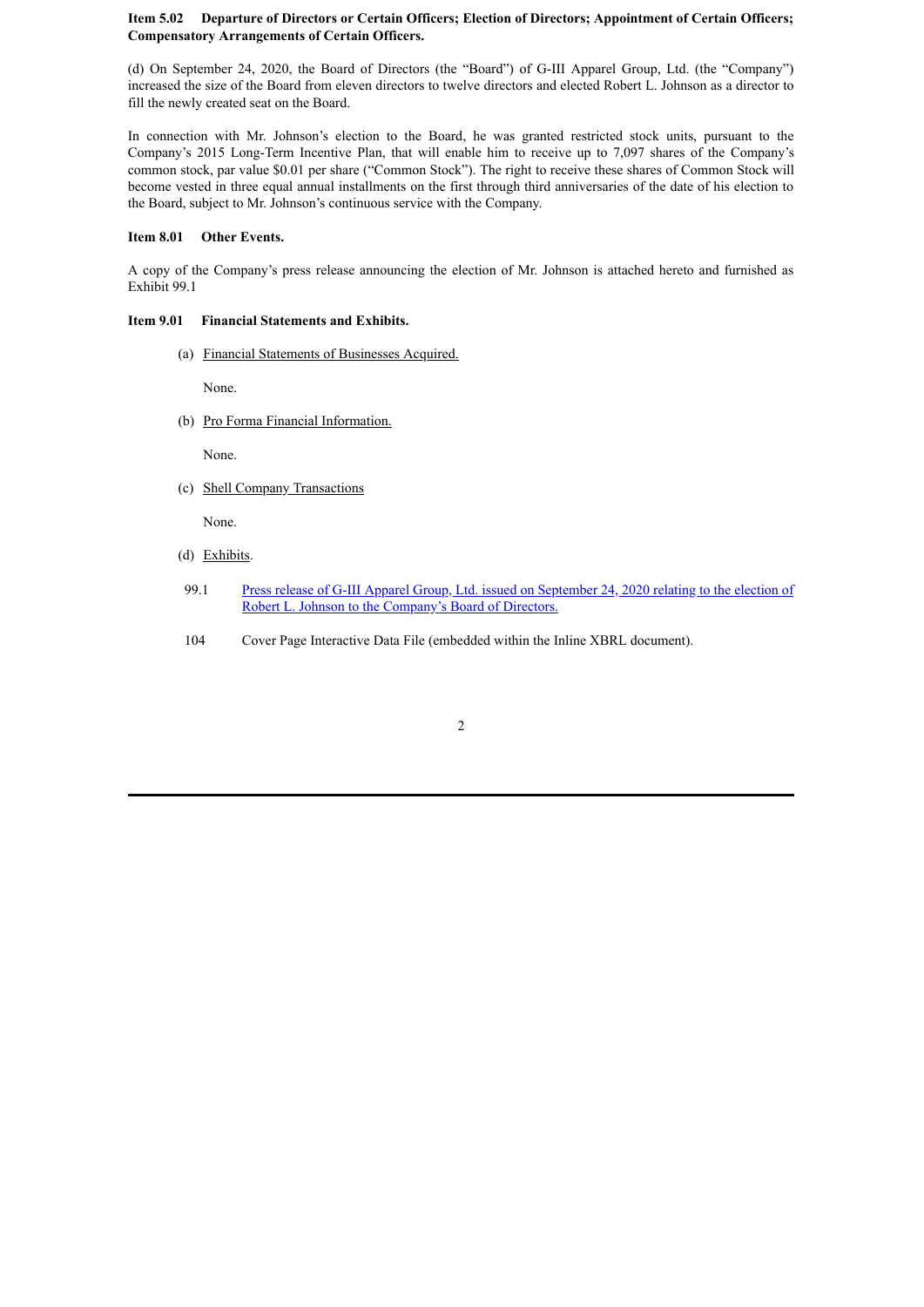**Item 5.02 Departure of Directors or Certain Officers; Election of Directors; Appointment of Certain Officers; Compensatory Arrangements of Certain Officers.**

(d) On September 24, 2020, the Board of Directors (the "Board") of G-III Apparel Group, Ltd. (the "Company") increased the size of the Board from eleven directors to twelve directors and elected Robert L. Johnson as a director to fill the newly created seat on the Board.

In connection with Mr. Johnson's election to the Board, he was granted restricted stock units, pursuant to the Company's 2015 Long-Term Incentive Plan, that will enable him to receive up to 7,097 shares of the Company's common stock, par value $0.01 per share ("Common Stock"). The right to receive these shares of Common Stock will become vested in three equal annual installments on the first through third anniversaries of the date of his election to the Board, subject to Mr. Johnson's continuous service with the Company.

**Item 8.01 Other Events.**

A copy of the Company's press release announcing the election of Mr. Johnson is attached hereto and furnished as Exhibit 99.1

**Item 9.01 Financial Statements and Exhibits.**

(a) Financial Statements of Businesses Acquired.

None.

(b) Pro Forma Financial Information.

None.

(c) Shell Company Transactions

None.

(d) Exhibits.

99.1 Press release of G-III Apparel Group, Ltd. issued on September 24, 2020 relating to the election of Robert L. Johnson to the Company's Board of Directors.

104 Cover Page Interactive Data File (embedded within the Inline XBRL document).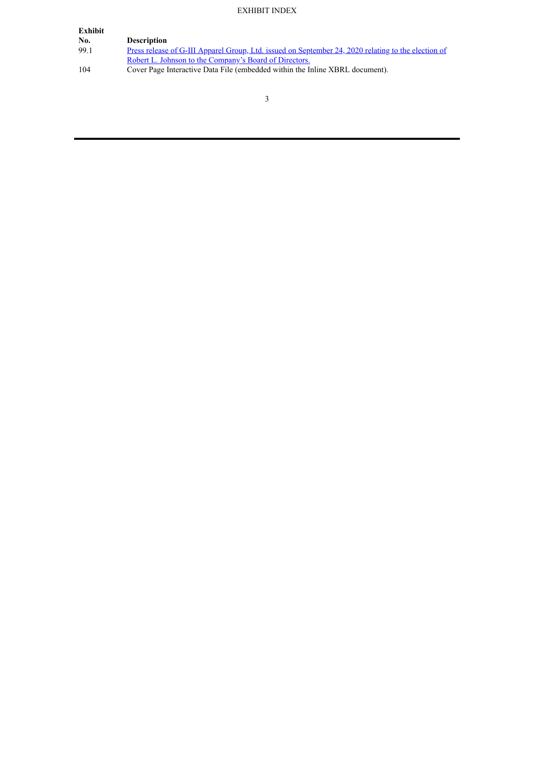EXHIBIT INDEX

| Exhibit No. | Description |
| --- | --- |
| 99.1 | Press release of G-III Apparel Group, Ltd. issued on September 24, 2020 relating to the election of Robert L. Johnson to the Company's Board of Directors. |
| 104 | Cover Page Interactive Data File (embedded within the Inline XBRL document). |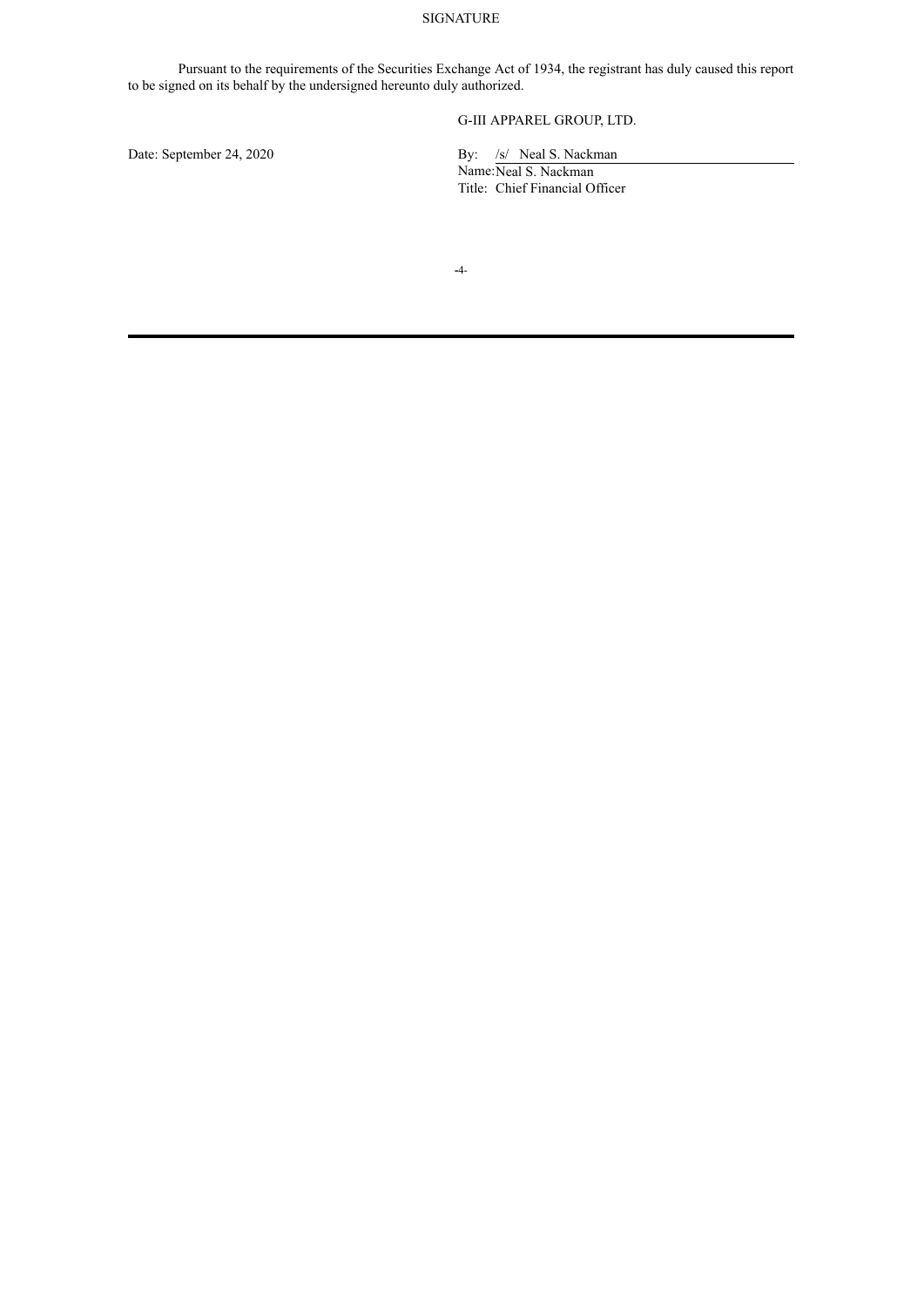# SIGNATURE

Pursuant to the requirements of the Securities Exchange Act of 1934, the registrant has duly caused this report to be signed on its behalf by the undersigned hereunto duly authorized.

G-III APPAREL GROUP, LTD.

Date: September 24, 2020

By: /s/ Neal S. Nackman
Name: Neal S. Nackman
Title: Chief Financial Officer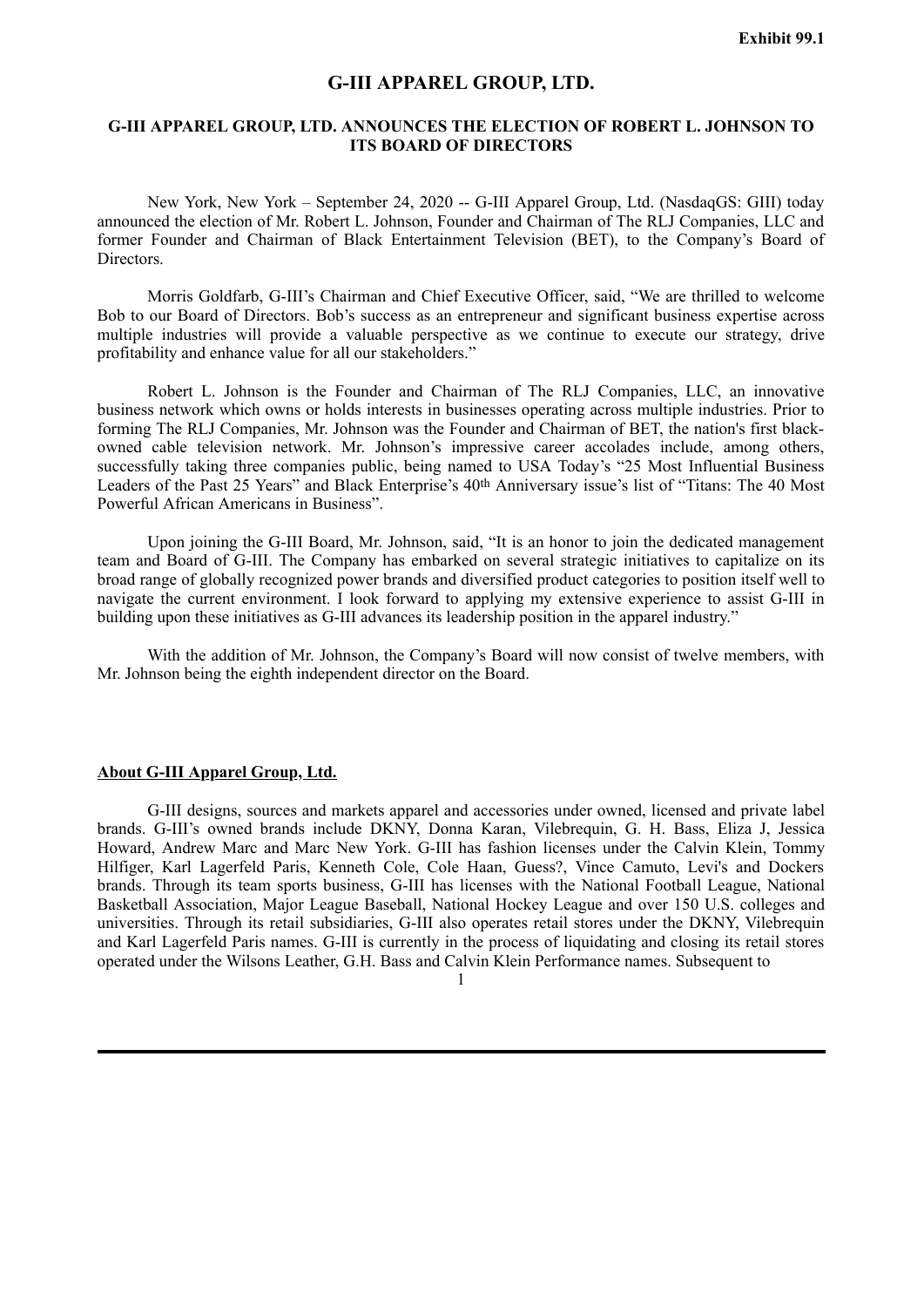Exhibit 99.1

# G-III APPAREL GROUP, LTD.

## G-III APPAREL GROUP, LTD. ANNOUNCES THE ELECTION OF ROBERT L. JOHNSON TO ITS BOARD OF DIRECTORS

New York, New York – September 24, 2020 -- G-III Apparel Group, Ltd. (NasdaqGS: GIII) today announced the election of Mr. Robert L. Johnson, Founder and Chairman of The RLJ Companies, LLC and former Founder and Chairman of Black Entertainment Television (BET), to the Company's Board of Directors.

Morris Goldfarb, G-III's Chairman and Chief Executive Officer, said, "We are thrilled to welcome Bob to our Board of Directors. Bob's success as an entrepreneur and significant business expertise across multiple industries will provide a valuable perspective as we continue to execute our strategy, drive profitability and enhance value for all our stakeholders."

Robert L. Johnson is the Founder and Chairman of The RLJ Companies, LLC, an innovative business network which owns or holds interests in businesses operating across multiple industries. Prior to forming The RLJ Companies, Mr. Johnson was the Founder and Chairman of BET, the nation's first black-owned cable television network. Mr. Johnson's impressive career accolades include, among others, successfully taking three companies public, being named to USA Today's "25 Most Influential Business Leaders of the Past 25 Years" and Black Enterprise's 40th Anniversary issue's list of "Titans: The 40 Most Powerful African Americans in Business".

Upon joining the G-III Board, Mr. Johnson, said, "It is an honor to join the dedicated management team and Board of G-III. The Company has embarked on several strategic initiatives to capitalize on its broad range of globally recognized power brands and diversified product categories to position itself well to navigate the current environment. I look forward to applying my extensive experience to assist G-III in building upon these initiatives as G-III advances its leadership position in the apparel industry."

With the addition of Mr. Johnson, the Company's Board will now consist of twelve members, with Mr. Johnson being the eighth independent director on the Board.

**About G-III Apparel Group, Ltd.**

G-III designs, sources and markets apparel and accessories under owned, licensed and private label brands. G-III's owned brands include DKNY, Donna Karan, Vilebrequin, G. H. Bass, Eliza J, Jessica Howard, Andrew Marc and Marc New York. G-III has fashion licenses under the Calvin Klein, Tommy Hilfiger, Karl Lagerfeld Paris, Kenneth Cole, Cole Haan, Guess?, Vince Camuto, Levi's and Dockers brands. Through its team sports business, G-III has licenses with the National Football League, National Basketball Association, Major League Baseball, National Hockey League and over 150 U.S. colleges and universities. Through its retail subsidiaries, G-III also operates retail stores under the DKNY, Vilebrequin and Karl Lagerfeld Paris names. G-III is currently in the process of liquidating and closing its retail stores operated under the Wilsons Leather, G.H. Bass and Calvin Klein Performance names. Subsequent to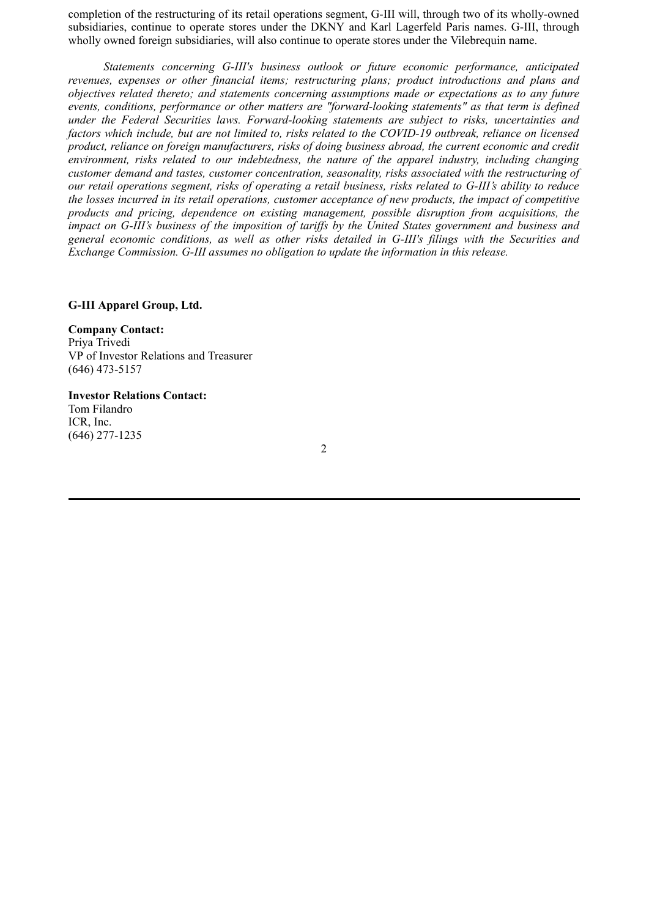completion of the restructuring of its retail operations segment, G-III will, through two of its wholly-owned subsidiaries, continue to operate stores under the DKNY and Karl Lagerfeld Paris names. G-III, through wholly owned foreign subsidiaries, will also continue to operate stores under the Vilebrequin name.

*Statements concerning G-III's business outlook or future economic performance, anticipated revenues, expenses or other financial items; restructuring plans; product introductions and plans and objectives related thereto; and statements concerning assumptions made or expectations as to any future events, conditions, performance or other matters are "forward-looking statements" as that term is defined under the Federal Securities laws. Forward-looking statements are subject to risks, uncertainties and factors which include, but are not limited to, risks related to the COVID-19 outbreak, reliance on licensed product, reliance on foreign manufacturers, risks of doing business abroad, the current economic and credit environment, risks related to our indebtedness, the nature of the apparel industry, including changing customer demand and tastes, customer concentration, seasonality, risks associated with the restructuring of our retail operations segment, risks of operating a retail business, risks related to G-III's ability to reduce the losses incurred in its retail operations, customer acceptance of new products, the impact of competitive products and pricing, dependence on existing management, possible disruption from acquisitions, the impact on G-III's business of the imposition of tariffs by the United States government and business and general economic conditions, as well as other risks detailed in G-III's filings with the Securities and Exchange Commission. G-III assumes no obligation to update the information in this release.*

**G-III Apparel Group, Ltd.**

**Company Contact:**
Priya Trivedi
VP of Investor Relations and Treasurer
(646) 473-5157

**Investor Relations Contact:**
Tom Filandro
ICR, Inc.
(646) 277-1235